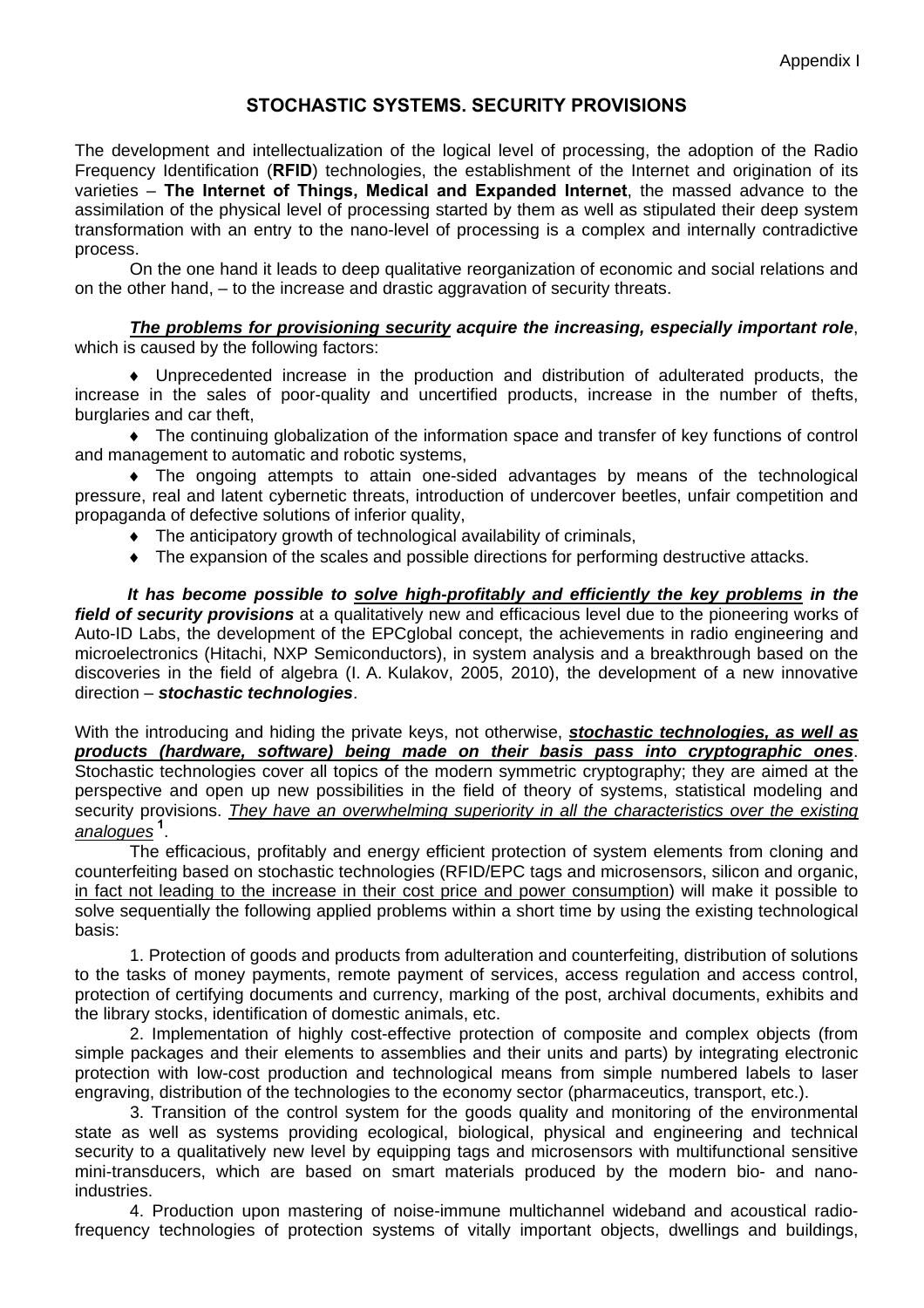Appendix I

# STOCHASTIC SYSTEMS. SECURITY PROVISIONS

The development and intellectualization of the logical level of processing, the adoption of the Radio Frequency Identification (**RFID**) technologies, the establishment of the Internet and origination of its varieties – **The Internet of Things, Medical and Expanded Internet**, the massed advance to the assimilation of the physical level of processing started by them as well as stipulated their deep system transformation with an entry to the nano-level of processing is a complex and internally contradictive process.

On the one hand it leads to deep qualitative reorganization of economic and social relations and on the other hand, – to the increase and drastic aggravation of security threats.

***<u>The problems for provisioning security</u> acquire the increasing, especially important role***, which is caused by the following factors:

- Unprecedented increase in the production and distribution of adulterated products, the increase in the sales of poor-quality and uncertified products, increase in the number of thefts, burglaries and car theft,
- The continuing globalization of the information space and transfer of key functions of control and management to automatic and robotic systems,
- The ongoing attempts to attain one-sided advantages by means of the technological pressure, real and latent cybernetic threats, introduction of undercover beetles, unfair competition and propaganda of defective solutions of inferior quality,
- The anticipatory growth of technological availability of criminals,
- The expansion of the scales and possible directions for performing destructive attacks.

***It has become possible to <u>solve high-profitably and efficiently the key problems</u> in the field of security provisions*** at a qualitatively new and efficacious level due to the pioneering works of Auto-ID Labs, the development of the EPCglobal concept, the achievements in radio engineering and microelectronics (Hitachi, NXP Semiconductors), in system analysis and a breakthrough based on the discoveries in the field of algebra (I. A. Kulakov, 2005, 2010), the development of a new innovative direction – ***stochastic technologies***.

With the introducing and hiding the private keys, not otherwise, ***<u>stochastic technologies, as well as products (hardware, software) being made on their basis pass into cryptographic ones</u>***. Stochastic technologies cover all topics of the modern symmetric cryptography; they are aimed at the perspective and open up new possibilities in the field of theory of systems, statistical modeling and security provisions. *<u>They have an overwhelming superiority in all the characteristics over the existing analogues</u>* [1].

The efficacious, profitably and energy efficient protection of system elements from cloning and counterfeiting based on stochastic technologies (RFID/EPC tags and microsensors, silicon and organic, <u>in fact not leading to the increase in their cost price and power consumption</u>) will make it possible to solve sequentially the following applied problems within a short time by using the existing technological basis:

1. Protection of goods and products from adulteration and counterfeiting, distribution of solutions to the tasks of money payments, remote payment of services, access regulation and access control, protection of certifying documents and currency, marking of the post, archival documents, exhibits and the library stocks, identification of domestic animals, etc.
2. Implementation of highly cost-effective protection of composite and complex objects (from simple packages and their elements to assemblies and their units and parts) by integrating electronic protection with low-cost production and technological means from simple numbered labels to laser engraving, distribution of the technologies to the economy sector (pharmaceutics, transport, etc.).
3. Transition of the control system for the goods quality and monitoring of the environmental state as well as systems providing ecological, biological, physical and engineering and technical security to a qualitatively new level by equipping tags and microsensors with multifunctional sensitive mini-transducers, which are based on smart materials produced by the modern bio- and nano-industries.
4. Production upon mastering of noise-immune multichannel wideband and acoustical radio-frequency technologies of protection systems of vitally important objects, dwellings and buildings,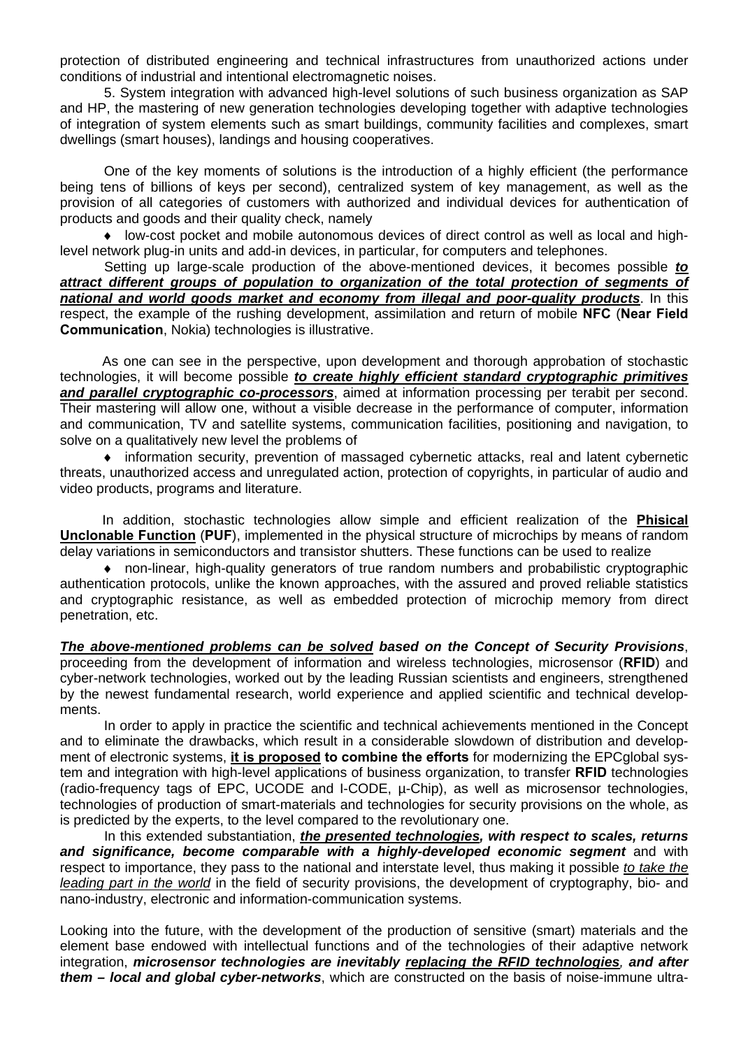protection of distributed engineering and technical infrastructures from unauthorized actions under conditions of industrial and intentional electromagnetic noises.

5. System integration with advanced high-level solutions of such business organization as SAP and HP, the mastering of new generation technologies developing together with adaptive technologies of integration of system elements such as smart buildings, community facilities and complexes, smart dwellings (smart houses), landings and housing cooperatives.

One of the key moments of solutions is the introduction of a highly efficient (the performance being tens of billions of keys per second), centralized system of key management, as well as the provision of all categories of customers with authorized and individual devices for authentication of products and goods and their quality check, namely

- low-cost pocket and mobile autonomous devices of direct control as well as local and high-level network plug-in units and add-in devices, in particular, for computers and telephones.

Setting up large-scale production of the above-mentioned devices, it becomes possible ***to attract different groups of population to organization of the total protection of segments of national and world goods market and economy from illegal and poor-quality products***. In this respect, the example of the rushing development, assimilation and return of mobile **NFC** (**Near Field Communication**, Nokia) technologies is illustrative.

As one can see in the perspective, upon development and thorough approbation of stochastic technologies, it will become possible ***to create highly efficient standard cryptographic primitives and parallel cryptographic co-processors***, aimed at information processing per terabit per second. Their mastering will allow one, without a visible decrease in the performance of computer, information and communication, TV and satellite systems, communication facilities, positioning and navigation, to solve on a qualitatively new level the problems of

- information security, prevention of massaged cybernetic attacks, real and latent cybernetic threats, unauthorized access and unregulated action, protection of copyrights, in particular of audio and video products, programs and literature.

In addition, stochastic technologies allow simple and efficient realization of the **Phisical Unclonable Function** (**PUF**), implemented in the physical structure of microchips by means of random delay variations in semiconductors and transistor shutters. These functions can be used to realize

- non-linear, high-quality generators of true random numbers and probabilistic cryptographic authentication protocols, unlike the known approaches, with the assured and proved reliable statistics and cryptographic resistance, as well as embedded protection of microchip memory from direct penetration, etc.

***The above-mentioned problems can be solved based on the Concept of Security Provisions***, proceeding from the development of information and wireless technologies, microsensor (**RFID**) and cyber-network technologies, worked out by the leading Russian scientists and engineers, strengthened by the newest fundamental research, world experience and applied scientific and technical developments.

In order to apply in practice the scientific and technical achievements mentioned in the Concept and to eliminate the drawbacks, which result in a considerable slowdown of distribution and development of electronic systems, **it is proposed to combine the efforts** for modernizing the EPCglobal system and integration with high-level applications of business organization, to transfer **RFID** technologies (radio-frequency tags of EPC, UCODE and I-CODE, μ-Chip), as well as microsensor technologies, technologies of production of smart-materials and technologies for security provisions on the whole, as is predicted by the experts, to the level compared to the revolutionary one.

In this extended substantiation, ***the presented technologies, with respect to scales, returns and significance, become comparable with a highly-developed economic segment*** and with respect to importance, they pass to the national and interstate level, thus making it possible *to take the leading part in the world* in the field of security provisions, the development of cryptography, bio- and nano-industry, electronic and information-communication systems.

Looking into the future, with the development of the production of sensitive (smart) materials and the element base endowed with intellectual functions and of the technologies of their adaptive network integration, ***microsensor technologies are inevitably replacing the RFID technologies, and after them – local and global cyber-networks***, which are constructed on the basis of noise-immune ultra-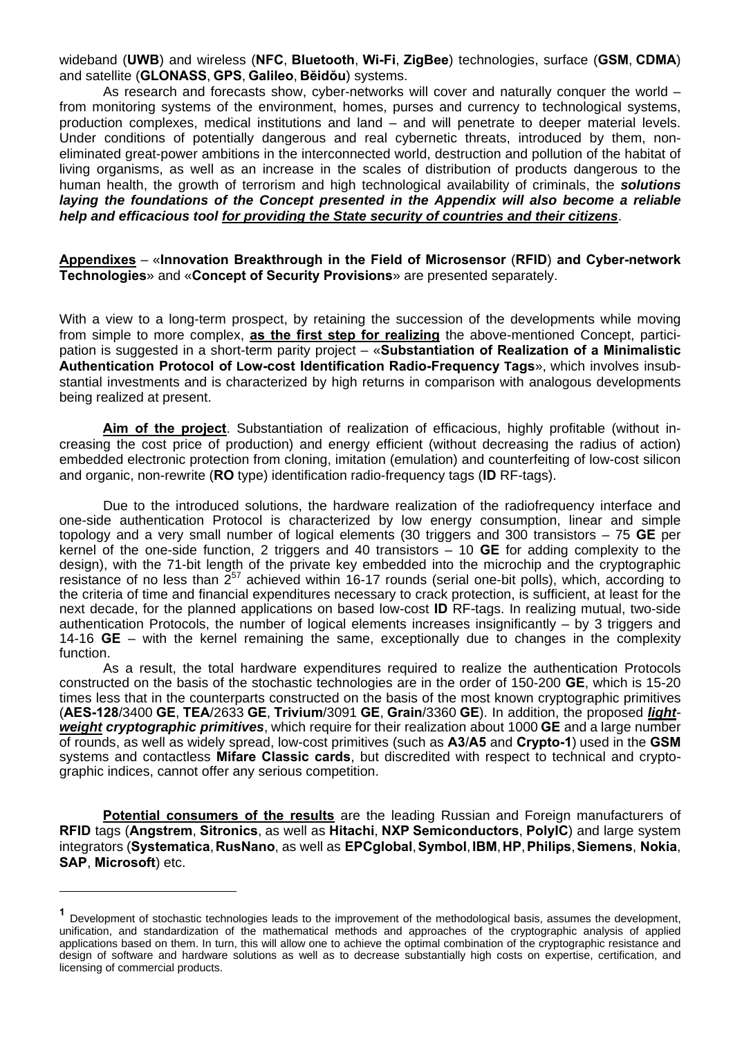wideband (**UWB**) and wireless (**NFC**, **Bluetooth**, **Wi-Fi**, **ZigBee**) technologies, surface (**GSM**, **CDMA**) and satellite (**GLONASS**, **GPS**, **Galileo**, **Běidǒu**) systems.

As research and forecasts show, cyber-networks will cover and naturally conquer the world – from monitoring systems of the environment, homes, purses and currency to technological systems, production complexes, medical institutions and land – and will penetrate to deeper material levels. Under conditions of potentially dangerous and real cybernetic threats, introduced by them, non-eliminated great-power ambitions in the interconnected world, destruction and pollution of the habitat of living organisms, as well as an increase in the scales of distribution of products dangerous to the human health, the growth of terrorism and high technological availability of criminals, the ***solutions laying the foundations of the Concept presented in the Appendix will also become a reliable help and efficacious tool for providing the State security of countries and their citizens***.

**Appendixes** – «**Innovation Breakthrough in the Field of Microsensor** (**RFID**) **and Cyber-network Technologies**» and «**Concept of Security Provisions**» are presented separately.

With a view to a long-term prospect, by retaining the succession of the developments while moving from simple to more complex, **as the first step for realizing** the above-mentioned Concept, participation is suggested in a short-term parity project – «**Substantiation of Realization of a Minimalistic Authentication Protocol of Low-cost Identification Radio-Frequency Tags**», which involves insubstantial investments and is characterized by high returns in comparison with analogous developments being realized at present.

**Aim of the project**. Substantiation of realization of efficacious, highly profitable (without increasing the cost price of production) and energy efficient (without decreasing the radius of action) embedded electronic protection from cloning, imitation (emulation) and counterfeiting of low-cost silicon and organic, non-rewrite (**RO** type) identification radio-frequency tags (**ID** RF-tags).

Due to the introduced solutions, the hardware realization of the radiofrequency interface and one-side authentication Protocol is characterized by low energy consumption, linear and simple topology and a very small number of logical elements (30 triggers and 300 transistors – 75 **GE** per kernel of the one-side function, 2 triggers and 40 transistors – 10 **GE** for adding complexity to the design), with the 71-bit length of the private key embedded into the microchip and the cryptographic resistance of no less than $2^{57}$ achieved within 16-17 rounds (serial one-bit polls), which, according to the criteria of time and financial expenditures necessary to crack protection, is sufficient, at least for the next decade, for the planned applications on based low-cost **ID** RF-tags. In realizing mutual, two-side authentication Protocols, the number of logical elements increases insignificantly – by 3 triggers and 14-16 **GE** – with the kernel remaining the same, exceptionally due to changes in the complexity function.

As a result, the total hardware expenditures required to realize the authentication Protocols constructed on the basis of the stochastic technologies are in the order of 150-200 **GE**, which is 15-20 times less that in the counterparts constructed on the basis of the most known cryptographic primitives (**AES-128**/3400 **GE**, **TEA**/2633 **GE**, **Trivium**/3091 **GE**, **Grain**/3360 **GE**). In addition, the proposed ***light-weight cryptographic primitives***, which require for their realization about 1000 **GE** and a large number of rounds, as well as widely spread, low-cost primitives (such as **A3**/**A5** and **Crypto-1**) used in the **GSM** systems and contactless **Mifare Classic cards**, but discredited with respect to technical and cryptographic indices, cannot offer any serious competition.

**Potential consumers of the results** are the leading Russian and Foreign manufacturers of **RFID** tags (**Angstrem**, **Sitronics**, as well as **Hitachi**, **NXP Semiconductors**, **PolyIC**) and large system integrators (**Systematica**, **RusNano**, as well as **EPCglobal**, **Symbol**, **IBM**, **HP**, **Philips**, **Siemens**, **Nokia**, **SAP**, **Microsoft**) etc.

---

[1] Development of stochastic technologies leads to the improvement of the methodological basis, assumes the development, unification, and standardization of the mathematical methods and approaches of the cryptographic analysis of applied applications based on them. In turn, this will allow one to achieve the optimal combination of the cryptographic resistance and design of software and hardware solutions as well as to decrease substantially high costs on expertise, certification, and licensing of commercial products.